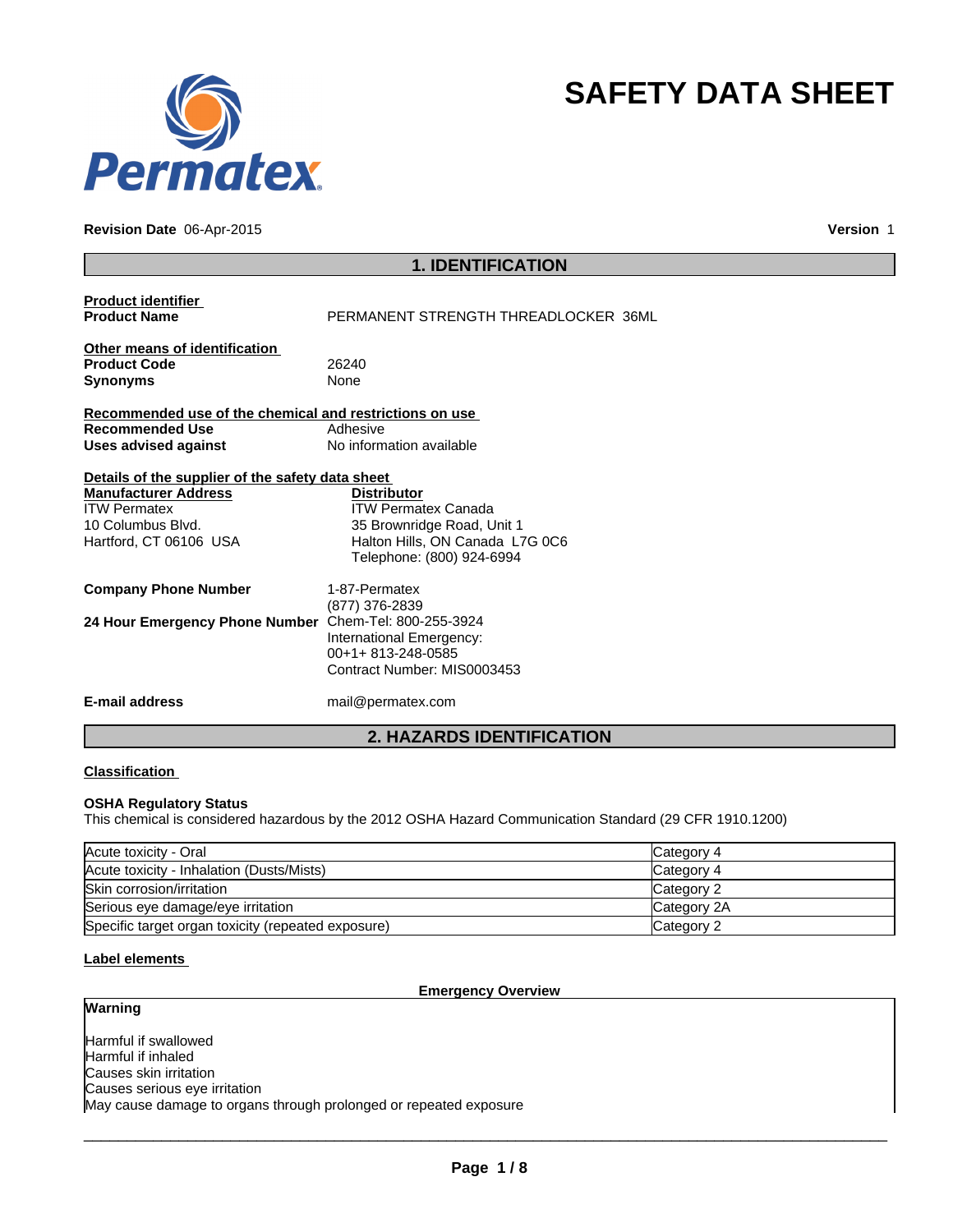# SAFETY DATA SHEET

**Revision Date** 06-Apr-2015

**Version** 1

## 1. IDENTIFICATION

**Product identifier**

**Product Name** PERMANENT STRENGTH THREADLOCKER 36ML

**Other means of identification**

**Product Code** 26240

**Synonyms** None

**Recommended use of the chemical and restrictions on use**

**Recommended Use** Adhesive

**Uses advised against** No information available

**Details of the supplier of the safety data sheet**

**Manufacturer Address**
ITW Permatex
10 Columbus Blvd.
Hartford, CT 06106 USA

**Distributor**
ITW Permatex Canada
35 Brownridge Road, Unit 1
Halton Hills, ON Canada L7G 0C6
Telephone: (800) 924-6994

**Company Phone Number** 1-87-Permatex
(877) 376-2839

**24 Hour Emergency Phone Number** Chem-Tel: 800-255-3924
International Emergency:
00+1+ 813-248-0585
Contract Number: MIS0003453

**E-mail address** mail@permatex.com

## 2. HAZARDS IDENTIFICATION

**Classification**

**OSHA Regulatory Status**

This chemical is considered hazardous by the 2012 OSHA Hazard Communication Standard (29 CFR 1910.1200)

| | |
|---|---|
| Acute toxicity - Oral | Category 4 |
| Acute toxicity - Inhalation (Dusts/Mists) | Category 4 |
| Skin corrosion/irritation | Category 2 |
| Serious eye damage/eye irritation | Category 2A |
| Specific target organ toxicity (repeated exposure) | Category 2 |

**Label elements**

**Emergency Overview**

**Warning**

Harmful if swallowed
Harmful if inhaled
Causes skin irritation
Causes serious eye irritation
May cause damage to organs through prolonged or repeated exposure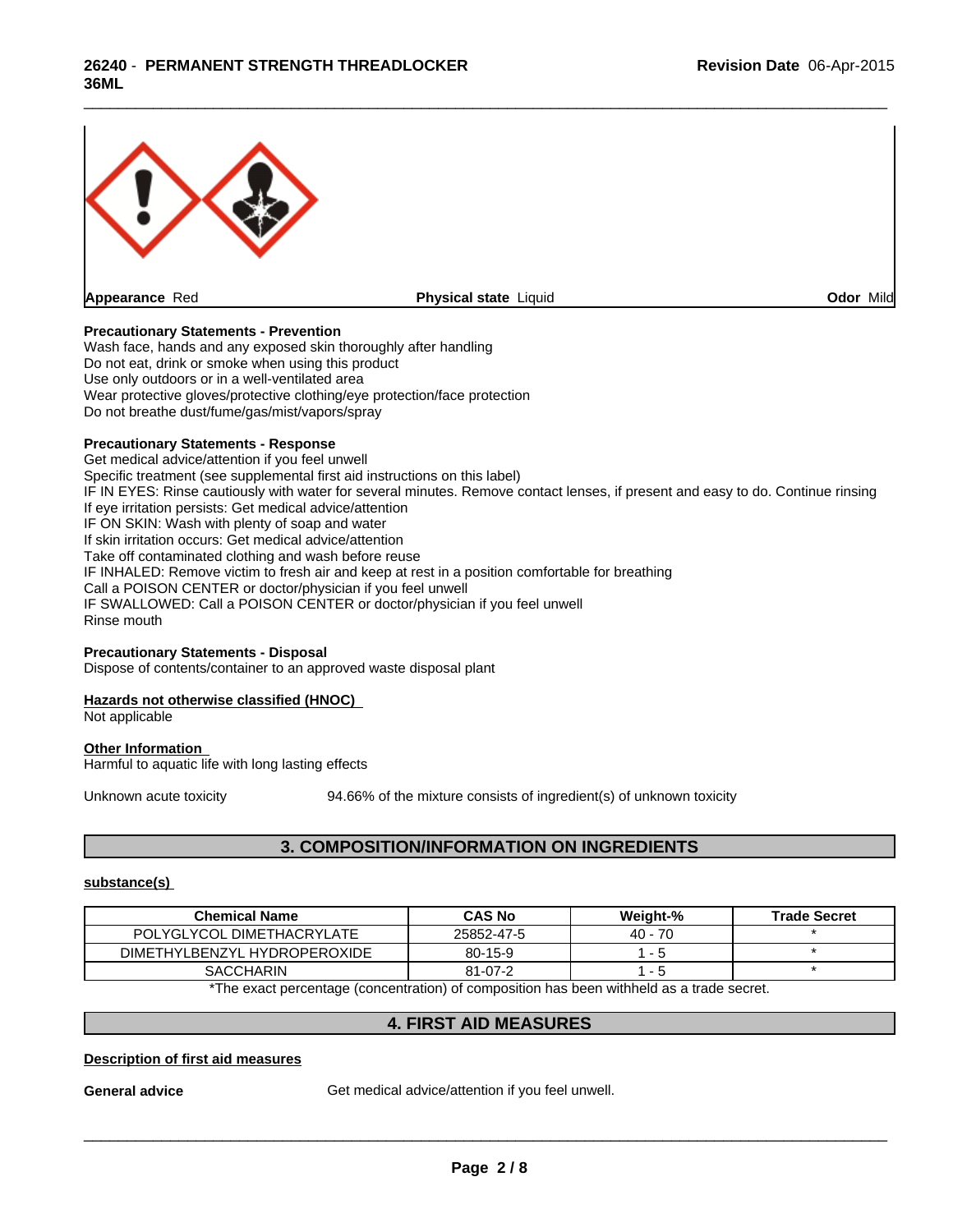| Appearance Red | Physical state Liquid | Odor Mild |
|---|---|---|

**Precautionary Statements - Prevention**
Wash face, hands and any exposed skin thoroughly after handling
Do not eat, drink or smoke when using this product
Use only outdoors or in a well-ventilated area
Wear protective gloves/protective clothing/eye protection/face protection
Do not breathe dust/fume/gas/mist/vapors/spray

**Precautionary Statements - Response**
Get medical advice/attention if you feel unwell
Specific treatment (see supplemental first aid instructions on this label)
IF IN EYES: Rinse cautiously with water for several minutes. Remove contact lenses, if present and easy to do. Continue rinsing
If eye irritation persists: Get medical advice/attention
IF ON SKIN: Wash with plenty of soap and water
If skin irritation occurs: Get medical advice/attention
Take off contaminated clothing and wash before reuse
IF INHALED: Remove victim to fresh air and keep at rest in a position comfortable for breathing
Call a POISON CENTER or doctor/physician if you feel unwell
IF SWALLOWED: Call a POISON CENTER or doctor/physician if you feel unwell
Rinse mouth

**Precautionary Statements - Disposal**
Dispose of contents/container to an approved waste disposal plant

**Hazards not otherwise classified (HNOC)**
Not applicable

**Other Information**
Harmful to aquatic life with long lasting effects

Unknown acute toxicity 94.66% of the mixture consists of ingredient(s) of unknown toxicity

## 3. COMPOSITION/INFORMATION ON INGREDIENTS

**substance(s)**

| Chemical Name | CAS No | Weight-% | Trade Secret |
|---|---|---|---|
| POLYGLYCOL DIMETHACRYLATE | 25852-47-5 | 40 - 70 | * |
| DIMETHYLBENZYL HYDROPEROXIDE | 80-15-9 | 1 - 5 | * |
| SACCHARIN | 81-07-2 | 1 - 5 | * |

*The exact percentage (concentration) of composition has been withheld as a trade secret.

## 4. FIRST AID MEASURES

**Description of first aid measures**

**General advice** Get medical advice/attention if you feel unwell.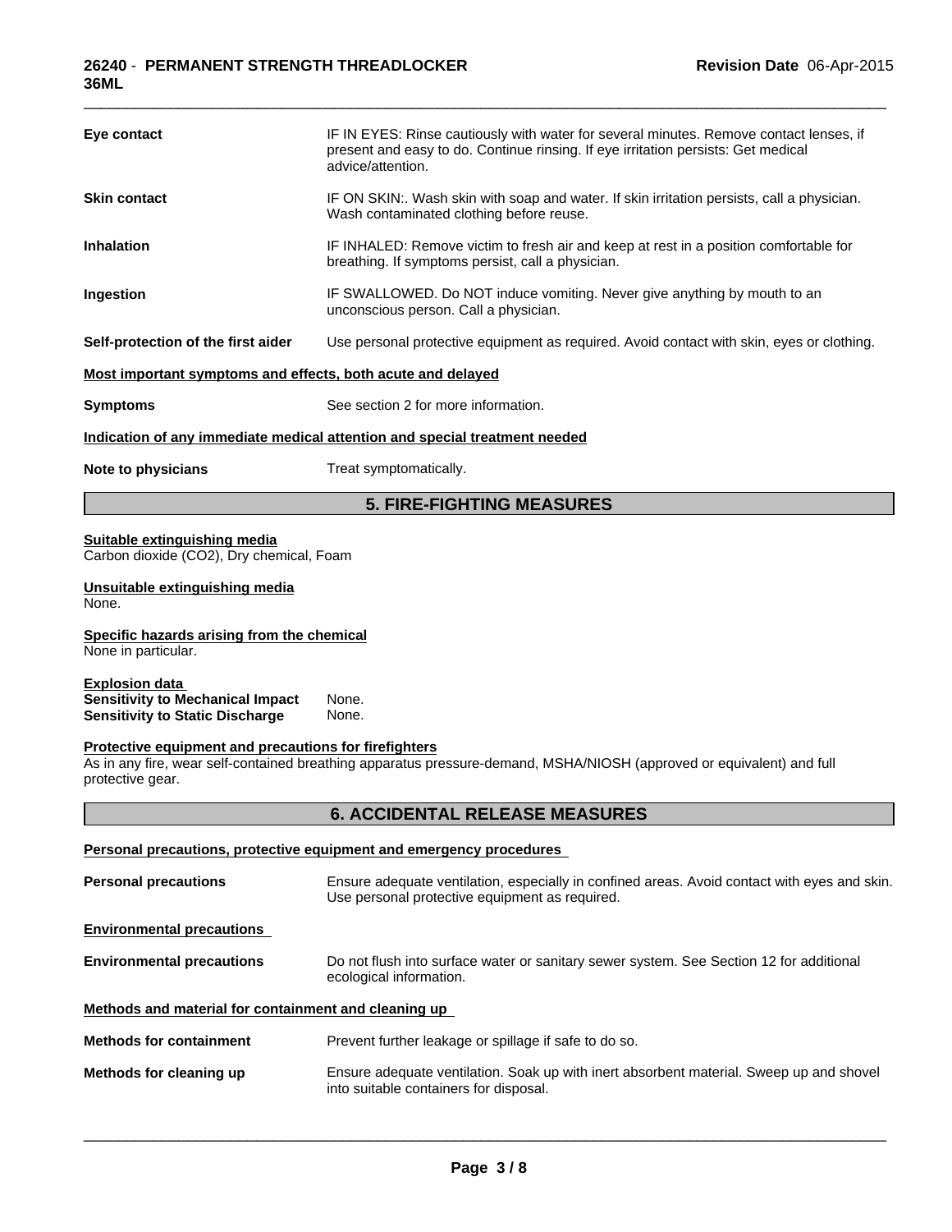| | |
|---|---|
| **Eye contact** | IF IN EYES: Rinse cautiously with water for several minutes. Remove contact lenses, if present and easy to do. Continue rinsing. If eye irritation persists: Get medical advice/attention. |
| **Skin contact** | IF ON SKIN:. Wash skin with soap and water. If skin irritation persists, call a physician. Wash contaminated clothing before reuse. |
| **Inhalation** | IF INHALED: Remove victim to fresh air and keep at rest in a position comfortable for breathing. If symptoms persist, call a physician. |
| **Ingestion** | IF SWALLOWED. Do NOT induce vomiting. Never give anything by mouth to an unconscious person. Call a physician. |
| **Self-protection of the first aider** | Use personal protective equipment as required. Avoid contact with skin, eyes or clothing. |

**Most important symptoms and effects, both acute and delayed**

**Symptoms** See section 2 for more information.

**Indication of any immediate medical attention and special treatment needed**

**Note to physicians** Treat symptomatically.

## 5. FIRE-FIGHTING MEASURES

**Suitable extinguishing media**
Carbon dioxide ($CO_2$), Dry chemical, Foam

**Unsuitable extinguishing media**
None.

**Specific hazards arising from the chemical**
None in particular.

**Explosion data**
**Sensitivity to Mechanical Impact** None.
**Sensitivity to Static Discharge** None.

**Protective equipment and precautions for firefighters**
As in any fire, wear self-contained breathing apparatus pressure-demand, MSHA/NIOSH (approved or equivalent) and full protective gear.

## 6. ACCIDENTAL RELEASE MEASURES

**Personal precautions, protective equipment and emergency procedures**

**Personal precautions** Ensure adequate ventilation, especially in confined areas. Avoid contact with eyes and skin. Use personal protective equipment as required.

**Environmental precautions**

**Environmental precautions** Do not flush into surface water or sanitary sewer system. See Section 12 for additional ecological information.

**Methods and material for containment and cleaning up**

**Methods for containment** Prevent further leakage or spillage if safe to do so.

**Methods for cleaning up** Ensure adequate ventilation. Soak up with inert absorbent material. Sweep up and shovel into suitable containers for disposal.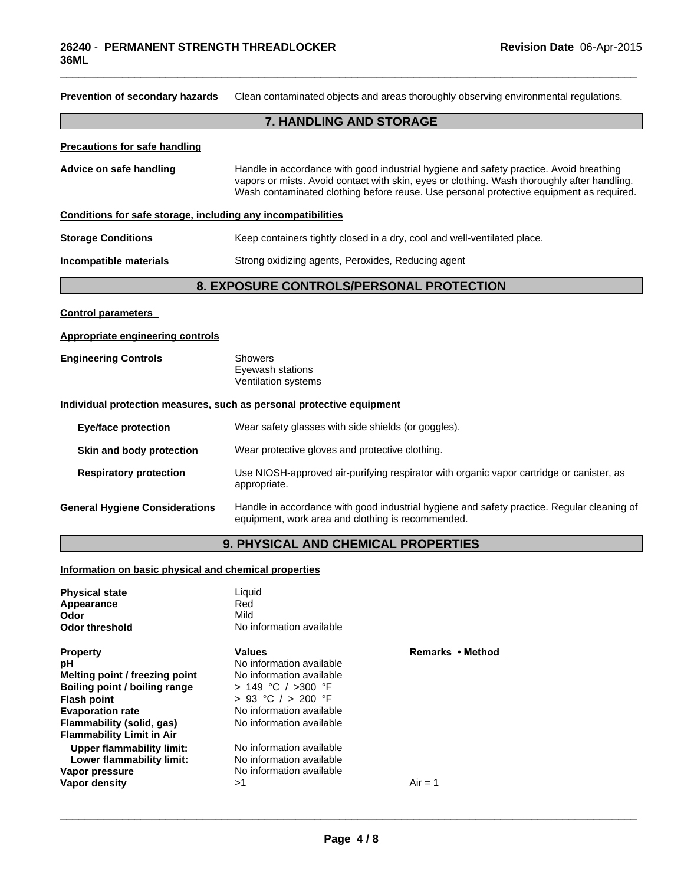**Prevention of secondary hazards** Clean contaminated objects and areas thoroughly observing environmental regulations.

## 7. HANDLING AND STORAGE

**Precautions for safe handling**

**Advice on safe handling** Handle in accordance with good industrial hygiene and safety practice. Avoid breathing vapors or mists. Avoid contact with skin, eyes or clothing. Wash thoroughly after handling. Wash contaminated clothing before reuse. Use personal protective equipment as required.

**Conditions for safe storage, including any incompatibilities**

**Storage Conditions** Keep containers tightly closed in a dry, cool and well-ventilated place.

**Incompatible materials** Strong oxidizing agents, Peroxides, Reducing agent

## 8. EXPOSURE CONTROLS/PERSONAL PROTECTION

**Control parameters**

**Appropriate engineering controls**

**Engineering Controls** Showers
Eyewash stations
Ventilation systems

**Individual protection measures, such as personal protective equipment**

**Eye/face protection** Wear safety glasses with side shields (or goggles).

**Skin and body protection** Wear protective gloves and protective clothing.

**Respiratory protection** Use NIOSH-approved air-purifying respirator with organic vapor cartridge or canister, as appropriate.

**General Hygiene Considerations** Handle in accordance with good industrial hygiene and safety practice. Regular cleaning of equipment, work area and clothing is recommended.

## 9. PHYSICAL AND CHEMICAL PROPERTIES

**Information on basic physical and chemical properties**

**Physical state** Liquid
**Appearance** Red
**Odor** Mild
**Odor threshold** No information available

| Property | Values | Remarks • Method |
|---|---|---|
| **pH** | No information available | |
| **Melting point / freezing point** | No information available | |
| **Boiling point / boiling range** | > 149 °C / >300 °F | |
| **Flash point** | > 93 °C / > 200 °F | |
| **Evaporation rate** | No information available | |
| **Flammability (solid, gas)** | No information available | |
| **Flammability Limit in Air** | | |
| **Upper flammability limit:** | No information available | |
| **Lower flammability limit:** | No information available | |
| **Vapor pressure** | No information available | |
| **Vapor density** | >1 | Air = 1 |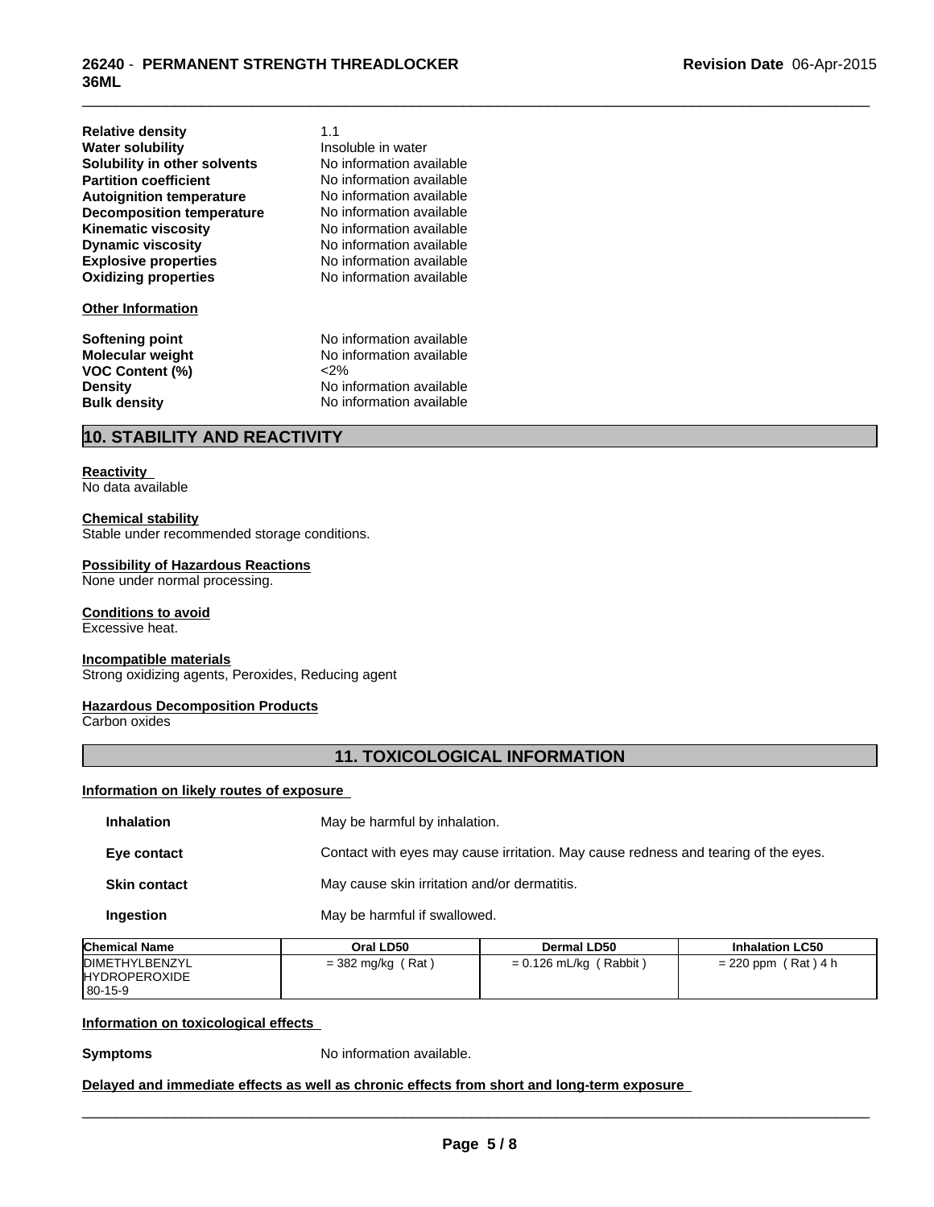| | |
|---|---|
| **Relative density** | 1.1 |
| **Water solubility** | Insoluble in water |
| **Solubility in other solvents** | No information available |
| **Partition coefficient** | No information available |
| **Autoignition temperature** | No information available |
| **Decomposition temperature** | No information available |
| **Kinematic viscosity** | No information available |
| **Dynamic viscosity** | No information available |
| **Explosive properties** | No information available |
| **Oxidizing properties** | No information available |

**Other Information**

| | |
|---|---|
| **Softening point** | No information available |
| **Molecular weight** | No information available |
| **VOC Content (%)** | <2% |
| **Density** | No information available |
| **Bulk density** | No information available |

## 10. STABILITY AND REACTIVITY

**Reactivity**
No data available

**Chemical stability**
Stable under recommended storage conditions.

**Possibility of Hazardous Reactions**
None under normal processing.

**Conditions to avoid**
Excessive heat.

**Incompatible materials**
Strong oxidizing agents, Peroxides, Reducing agent

**Hazardous Decomposition Products**
Carbon oxides

## 11. TOXICOLOGICAL INFORMATION

**Information on likely routes of exposure**

| | |
|---|---|
| **Inhalation** | May be harmful by inhalation. |
| **Eye contact** | Contact with eyes may cause irritation. May cause redness and tearing of the eyes. |
| **Skin contact** | May cause skin irritation and/or dermatitis. |
| **Ingestion** | May be harmful if swallowed. |

| Chemical Name | Oral LD50 | Dermal LD50 | Inhalation LC50 |
|---|---|---|---|
| DIMETHYLBENZYL HYDROPEROXIDE 80-15-9 | = 382 mg/kg ( Rat ) | = 0.126 mL/kg ( Rabbit ) | = 220 ppm ( Rat ) 4 h |

**Information on toxicological effects**

**Symptoms** No information available.

**Delayed and immediate effects as well as chronic effects from short and long-term exposure**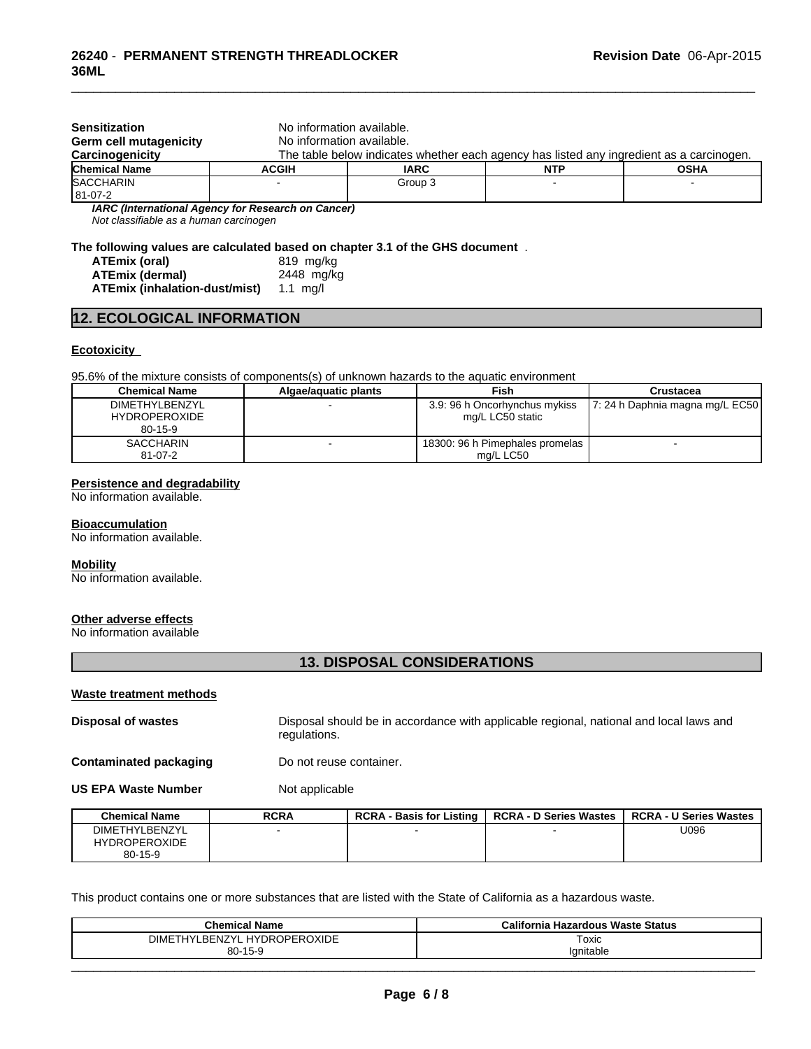**Sensitization** No information available.

**Germ cell mutagenicity** No information available.

**Carcinogenicity** The table below indicates whether each agency has listed any ingredient as a carcinogen.

| Chemical Name | ACGIH | IARC | NTP | OSHA |
|---|---|---|---|---|
| SACCHARIN<br>81-07-2 | - | Group 3 | - | - |

***IARC (International Agency for Research on Cancer)***
*Not classifiable as a human carcinogen*

**The following values are calculated based on chapter 3.1 of the GHS document** .

**ATEmix (oral)** 819 mg/kg
**ATEmix (dermal)** 2448 mg/kg
**ATEmix (inhalation-dust/mist)** 1.1 mg/l

## 12. ECOLOGICAL INFORMATION

**Ecotoxicity**

95.6% of the mixture consists of components(s) of unknown hazards to the aquatic environment

| Chemical Name | Algae/aquatic plants | Fish | Crustacea |
|---|---|---|---|
| DIMETHYLBENZYL HYDROPEROXIDE<br>80-15-9 | - | 3.9: 96 h Oncorhynchus mykiss mg/L LC50 static | 7: 24 h Daphnia magna mg/L EC50 |
| SACCHARIN<br>81-07-2 | - | 18300: 96 h Pimephales promelas mg/L LC50 | - |

**Persistence and degradability**
No information available.

**Bioaccumulation**
No information available.

**Mobility**
No information available.

**Other adverse effects**
No information available

## 13. DISPOSAL CONSIDERATIONS

**Waste treatment methods**

**Disposal of wastes** Disposal should be in accordance with applicable regional, national and local laws and regulations.

**Contaminated packaging** Do not reuse container.

**US EPA Waste Number** Not applicable

| Chemical Name | RCRA | RCRA - Basis for Listing | RCRA - D Series Wastes | RCRA - U Series Wastes |
|---|---|---|---|---|
| DIMETHYLBENZYL HYDROPEROXIDE<br>80-15-9 | - | - | - | U096 |

This product contains one or more substances that are listed with the State of California as a hazardous waste.

| Chemical Name | California Hazardous Waste Status |
|---|---|
| DIMETHYLBENZYL HYDROPEROXIDE<br>80-15-9 | Toxic<br>Ignitable |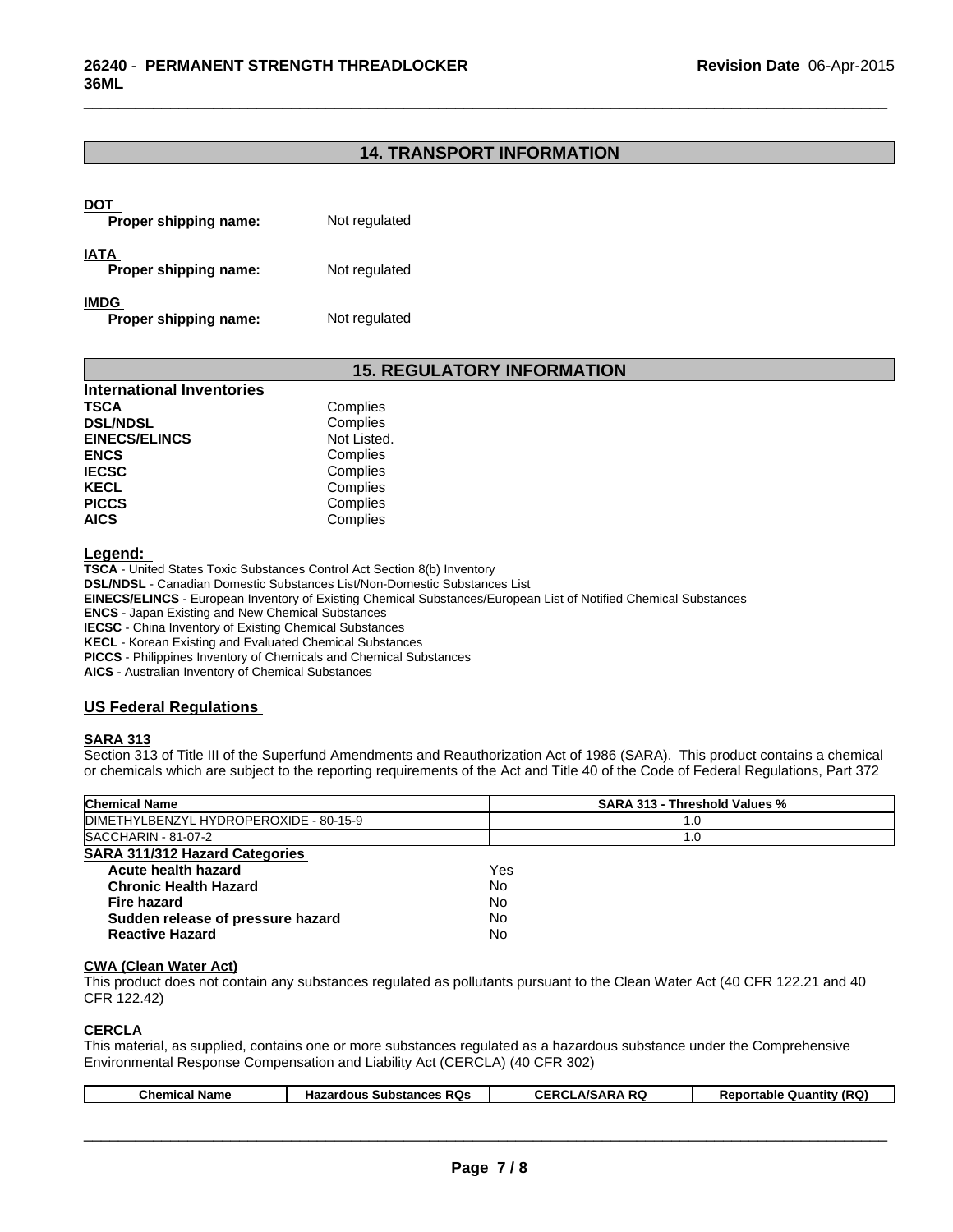## 14. TRANSPORT INFORMATION

**DOT**

**Proper shipping name:** Not regulated

**IATA**

**Proper shipping name:** Not regulated

**IMDG**

**Proper shipping name:** Not regulated

## 15. REGULATORY INFORMATION

**International Inventories**

| | |
|---|---|
| **TSCA** | Complies |
| **DSL/NDSL** | Complies |
| **EINECS/ELINCS** | Not Listed. |
| **ENCS** | Complies |
| **IECSC** | Complies |
| **KECL** | Complies |
| **PICCS** | Complies |
| **AICS** | Complies |

**Legend:**

**TSCA** - United States Toxic Substances Control Act Section 8(b) Inventory
**DSL/NDSL** - Canadian Domestic Substances List/Non-Domestic Substances List
**EINECS/ELINCS** - European Inventory of Existing Chemical Substances/European List of Notified Chemical Substances
**ENCS** - Japan Existing and New Chemical Substances
**IECSC** - China Inventory of Existing Chemical Substances
**KECL** - Korean Existing and Evaluated Chemical Substances
**PICCS** - Philippines Inventory of Chemicals and Chemical Substances
**AICS** - Australian Inventory of Chemical Substances

### US Federal Regulations

**SARA 313**

Section 313 of Title III of the Superfund Amendments and Reauthorization Act of 1986 (SARA). This product contains a chemical or chemicals which are subject to the reporting requirements of the Act and Title 40 of the Code of Federal Regulations, Part 372

| Chemical Name | SARA 313 - Threshold Values % |
|---|---|
| DIMETHYLBENZYL HYDROPEROXIDE - 80-15-9 | 1.0 |
| SACCHARIN - 81-07-2 | 1.0 |

**SARA 311/312 Hazard Categories**

| | |
|---|---|
| **Acute health hazard** | Yes |
| **Chronic Health Hazard** | No |
| **Fire hazard** | No |
| **Sudden release of pressure hazard** | No |
| **Reactive Hazard** | No |

**CWA (Clean Water Act)**

This product does not contain any substances regulated as pollutants pursuant to the Clean Water Act (40 CFR 122.21 and 40 CFR 122.42)

**CERCLA**

This material, as supplied, contains one or more substances regulated as a hazardous substance under the Comprehensive Environmental Response Compensation and Liability Act (CERCLA) (40 CFR 302)

| Chemical Name | Hazardous Substances RQs | CERCLA/SARA RQ | Reportable Quantity (RQ) |
|---|---|---|---|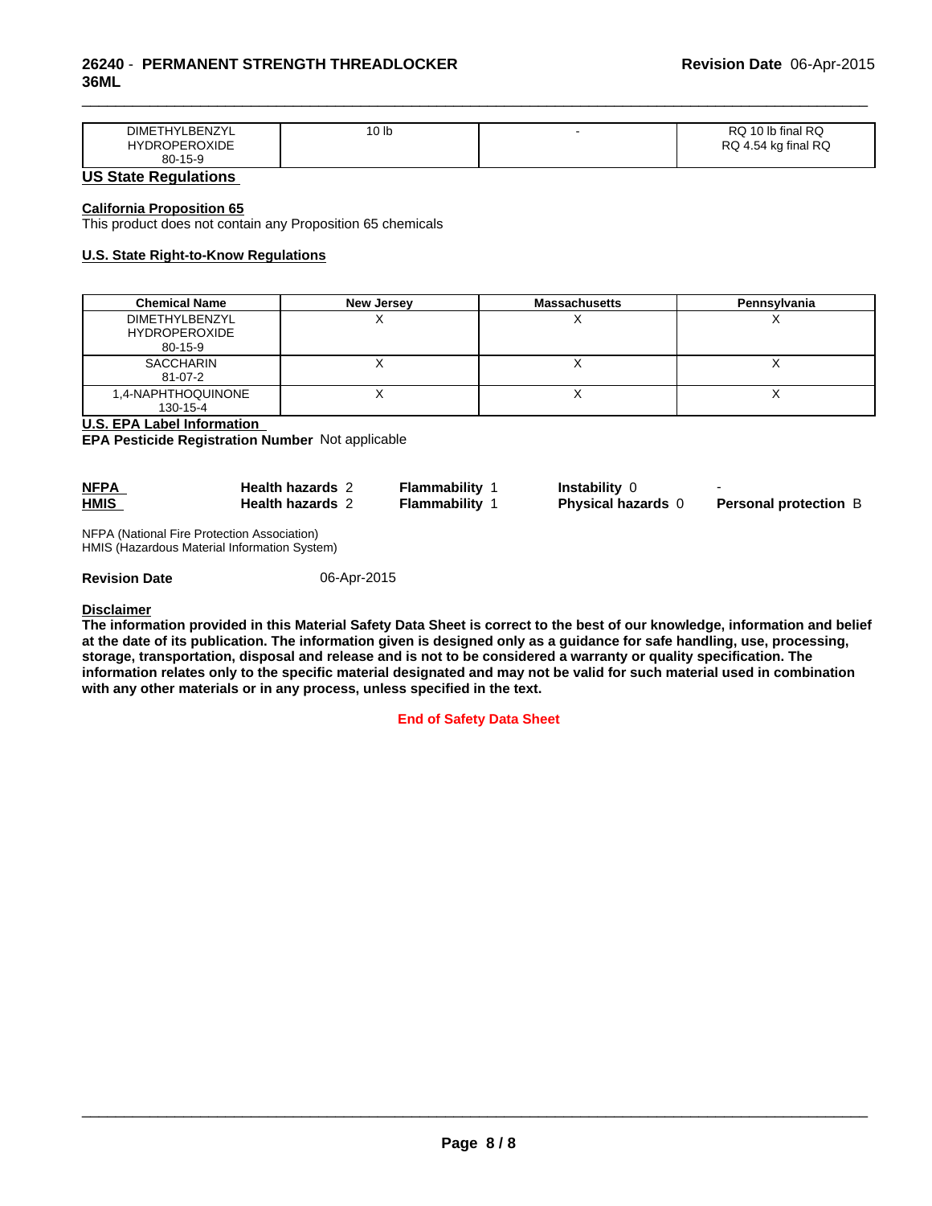| | | | |
|---|---|---|---|
| DIMETHYLBENZYL HYDROPEROXIDE 80-15-9 | 10 lb | - | RQ 10 lb final RQ RQ 4.54 kg final RQ |

## US State Regulations

### California Proposition 65

This product does not contain any Proposition 65 chemicals

### U.S. State Right-to-Know Regulations

| Chemical Name | New Jersey | Massachusetts | Pennsylvania |
|---|---|---|---|
| DIMETHYLBENZYL HYDROPEROXIDE 80-15-9 | X | X | X |
| SACCHARIN 81-07-2 | X | X | X |
| 1,4-NAPHTHOQUINONE 130-15-4 | X | X | X |

## U.S. EPA Label Information

**EPA Pesticide Registration Number** Not applicable

| | | | | |
|---|---|---|---|---|
| **NFPA** | **Health hazards** 2 | **Flammability** 1 | **Instability** 0 | - |
| **HMIS** | **Health hazards** 2 | **Flammability** 1 | **Physical hazards** 0 | **Personal protection** B |

NFPA (National Fire Protection Association)
HMIS (Hazardous Material Information System)

**Revision Date** 06-Apr-2015

### Disclaimer

**The information provided in this Material Safety Data Sheet is correct to the best of our knowledge, information and belief at the date of its publication. The information given is designed only as a guidance for safe handling, use, processing, storage, transportation, disposal and release and is not to be considered a warranty or quality specification. The information relates only to the specific material designated and may not be valid for such material used in combination with any other materials or in any process, unless specified in the text.**

**End of Safety Data Sheet**